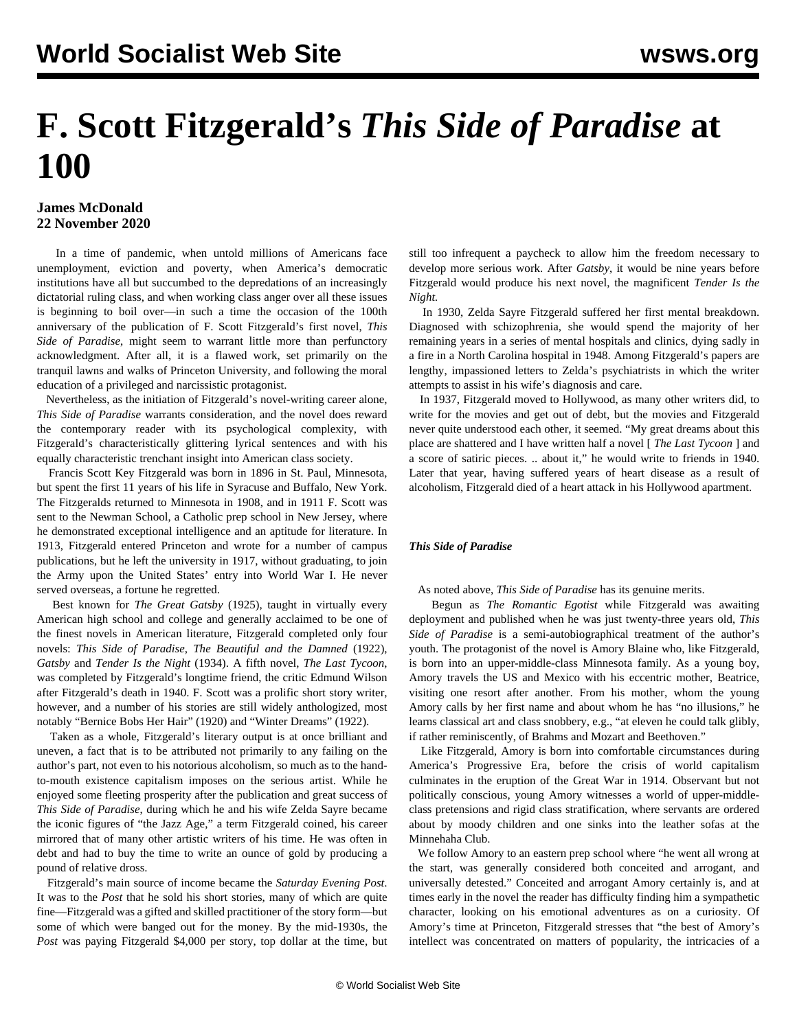# F. Scott Fitzgerald's *This Side of Paradise* at 100

**James McDonald**
**22 November 2020**

In a time of pandemic, when untold millions of Americans face unemployment, eviction and poverty, when America's democratic institutions have all but succumbed to the depredations of an increasingly dictatorial ruling class, and when working class anger over all these issues is beginning to boil over—in such a time the occasion of the 100th anniversary of the publication of F. Scott Fitzgerald's first novel, *This Side of Paradise*, might seem to warrant little more than perfunctory acknowledgment. After all, it is a flawed work, set primarily on the tranquil lawns and walks of Princeton University, and following the moral education of a privileged and narcissistic protagonist.

Nevertheless, as the initiation of Fitzgerald's novel-writing career alone, *This Side of Paradise* warrants consideration, and the novel does reward the contemporary reader with its psychological complexity, with Fitzgerald's characteristically glittering lyrical sentences and with his equally characteristic trenchant insight into American class society.

Francis Scott Key Fitzgerald was born in 1896 in St. Paul, Minnesota, but spent the first 11 years of his life in Syracuse and Buffalo, New York. The Fitzgeralds returned to Minnesota in 1908, and in 1911 F. Scott was sent to the Newman School, a Catholic prep school in New Jersey, where he demonstrated exceptional intelligence and an aptitude for literature. In 1913, Fitzgerald entered Princeton and wrote for a number of campus publications, but he left the university in 1917, without graduating, to join the Army upon the United States' entry into World War I. He never served overseas, a fortune he regretted.

Best known for *The Great Gatsby* (1925), taught in virtually every American high school and college and generally acclaimed to be one of the finest novels in American literature, Fitzgerald completed only four novels: *This Side of Paradise*, *The Beautiful and the Damned* (1922), *Gatsby* and *Tender Is the Night* (1934). A fifth novel, *The Last Tycoon*, was completed by Fitzgerald's longtime friend, the critic Edmund Wilson after Fitzgerald's death in 1940. F. Scott was a prolific short story writer, however, and a number of his stories are still widely anthologized, most notably "Bernice Bobs Her Hair" (1920) and "Winter Dreams" (1922).

Taken as a whole, Fitzgerald's literary output is at once brilliant and uneven, a fact that is to be attributed not primarily to any failing on the author's part, not even to his notorious alcoholism, so much as to the hand-to-mouth existence capitalism imposes on the serious artist. While he enjoyed some fleeting prosperity after the publication and great success of *This Side of Paradise*, during which he and his wife Zelda Sayre became the iconic figures of "the Jazz Age," a term Fitzgerald coined, his career mirrored that of many other artistic writers of his time. He was often in debt and had to buy the time to write an ounce of gold by producing a pound of relative dross.

Fitzgerald's main source of income became the *Saturday Evening Post*. It was to the *Post* that he sold his short stories, many of which are quite fine—Fitzgerald was a gifted and skilled practitioner of the story form—but some of which were banged out for the money. By the mid-1930s, the *Post* was paying Fitzgerald $4,000 per story, top dollar at the time, but still too infrequent a paycheck to allow him the freedom necessary to develop more serious work. After *Gatsby*, it would be nine years before Fitzgerald would produce his next novel, the magnificent *Tender Is the Night.*

In 1930, Zelda Sayre Fitzgerald suffered her first mental breakdown. Diagnosed with schizophrenia, she would spend the majority of her remaining years in a series of mental hospitals and clinics, dying sadly in a fire in a North Carolina hospital in 1948. Among Fitzgerald's papers are lengthy, impassioned letters to Zelda's psychiatrists in which the writer attempts to assist in his wife's diagnosis and care.

In 1937, Fitzgerald moved to Hollywood, as many other writers did, to write for the movies and get out of debt, but the movies and Fitzgerald never quite understood each other, it seemed. "My great dreams about this place are shattered and I have written half a novel [ *The Last Tycoon* ] and a score of satiric pieces. .. about it," he would write to friends in 1940. Later that year, having suffered years of heart disease as a result of alcoholism, Fitzgerald died of a heart attack in his Hollywood apartment.

### *This Side of Paradise*

As noted above, *This Side of Paradise* has its genuine merits.

Begun as *The Romantic Egotist* while Fitzgerald was awaiting deployment and published when he was just twenty-three years old, *This Side of Paradise* is a semi-autobiographical treatment of the author's youth. The protagonist of the novel is Amory Blaine who, like Fitzgerald, is born into an upper-middle-class Minnesota family. As a young boy, Amory travels the US and Mexico with his eccentric mother, Beatrice, visiting one resort after another. From his mother, whom the young Amory calls by her first name and about whom he has "no illusions," he learns classical art and class snobbery, e.g., "at eleven he could talk glibly, if rather reminiscently, of Brahms and Mozart and Beethoven."

Like Fitzgerald, Amory is born into comfortable circumstances during America's Progressive Era, before the crisis of world capitalism culminates in the eruption of the Great War in 1914. Observant but not politically conscious, young Amory witnesses a world of upper-middle-class pretensions and rigid class stratification, where servants are ordered about by moody children and one sinks into the leather sofas at the Minnehaha Club.

We follow Amory to an eastern prep school where "he went all wrong at the start, was generally considered both conceited and arrogant, and universally detested." Conceited and arrogant Amory certainly is, and at times early in the novel the reader has difficulty finding him a sympathetic character, looking on his emotional adventures as on a curiosity. Of Amory's time at Princeton, Fitzgerald stresses that "the best of Amory's intellect was concentrated on matters of popularity, the intricacies of a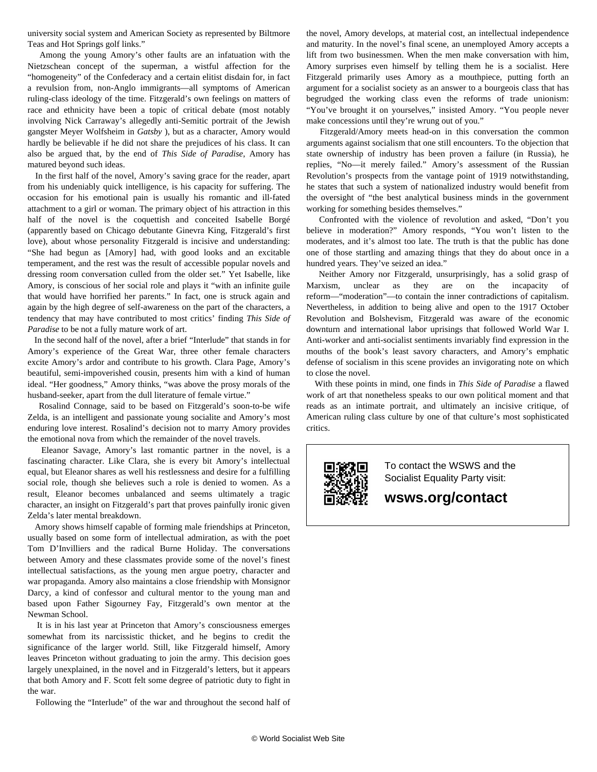university social system and American Society as represented by Biltmore Teas and Hot Springs golf links."

Among the young Amory's other faults are an infatuation with the Nietzschean concept of the superman, a wistful affection for the "homogeneity" of the Confederacy and a certain elitist disdain for, in fact a revulsion from, non-Anglo immigrants—all symptoms of American ruling-class ideology of the time. Fitzgerald's own feelings on matters of race and ethnicity have been a topic of critical debate (most notably involving Nick Carraway's allegedly anti-Semitic portrait of the Jewish gangster Meyer Wolfsheim in *Gatsby* ), but as a character, Amory would hardly be believable if he did not share the prejudices of his class. It can also be argued that, by the end of *This Side of Paradise*, Amory has matured beyond such ideas.

In the first half of the novel, Amory's saving grace for the reader, apart from his undeniably quick intelligence, is his capacity for suffering. The occasion for his emotional pain is usually his romantic and ill-fated attachment to a girl or woman. The primary object of his attraction in this half of the novel is the coquettish and conceited Isabelle Borgé (apparently based on Chicago debutante Ginevra King, Fitzgerald's first love), about whose personality Fitzgerald is incisive and understanding: "She had begun as [Amory] had, with good looks and an excitable temperament, and the rest was the result of accessible popular novels and dressing room conversation culled from the older set." Yet Isabelle, like Amory, is conscious of her social role and plays it "with an infinite guile that would have horrified her parents." In fact, one is struck again and again by the high degree of self-awareness on the part of the characters, a tendency that may have contributed to most critics' finding *This Side of Paradise* to be not a fully mature work of art.

In the second half of the novel, after a brief "Interlude" that stands in for Amory's experience of the Great War, three other female characters excite Amory's ardor and contribute to his growth. Clara Page, Amory's beautiful, semi-impoverished cousin, presents him with a kind of human ideal. "Her goodness," Amory thinks, "was above the prosy morals of the husband-seeker, apart from the dull literature of female virtue."

Rosalind Connage, said to be based on Fitzgerald's soon-to-be wife Zelda, is an intelligent and passionate young socialite and Amory's most enduring love interest. Rosalind's decision not to marry Amory provides the emotional nova from which the remainder of the novel travels.

Eleanor Savage, Amory's last romantic partner in the novel, is a fascinating character. Like Clara, she is every bit Amory's intellectual equal, but Eleanor shares as well his restlessness and desire for a fulfilling social role, though she believes such a role is denied to women. As a result, Eleanor becomes unbalanced and seems ultimately a tragic character, an insight on Fitzgerald's part that proves painfully ironic given Zelda's later mental breakdown.

Amory shows himself capable of forming male friendships at Princeton, usually based on some form of intellectual admiration, as with the poet Tom D'Invilliers and the radical Burne Holiday. The conversations between Amory and these classmates provide some of the novel's finest intellectual satisfactions, as the young men argue poetry, character and war propaganda. Amory also maintains a close friendship with Monsignor Darcy, a kind of confessor and cultural mentor to the young man and based upon Father Sigourney Fay, Fitzgerald's own mentor at the Newman School.

It is in his last year at Princeton that Amory's consciousness emerges somewhat from its narcissistic thicket, and he begins to credit the significance of the larger world. Still, like Fitzgerald himself, Amory leaves Princeton without graduating to join the army. This decision goes largely unexplained, in the novel and in Fitzgerald's letters, but it appears that both Amory and F. Scott felt some degree of patriotic duty to fight in the war.

Following the "Interlude" of the war and throughout the second half of the novel, Amory develops, at material cost, an intellectual independence and maturity. In the novel's final scene, an unemployed Amory accepts a lift from two businessmen. When the men make conversation with him, Amory surprises even himself by telling them he is a socialist. Here Fitzgerald primarily uses Amory as a mouthpiece, putting forth an argument for a socialist society as an answer to a bourgeois class that has begrudged the working class even the reforms of trade unionism: "You've brought it on yourselves," insisted Amory. "You people never make concessions until they're wrung out of you."

Fitzgerald/Amory meets head-on in this conversation the common arguments against socialism that one still encounters. To the objection that state ownership of industry has been proven a failure (in Russia), he replies, "No—it merely failed." Amory's assessment of the Russian Revolution's prospects from the vantage point of 1919 notwithstanding, he states that such a system of nationalized industry would benefit from the oversight of "the best analytical business minds in the government working for something besides themselves."

Confronted with the violence of revolution and asked, "Don't you believe in moderation?" Amory responds, "You won't listen to the moderates, and it's almost too late. The truth is that the public has done one of those startling and amazing things that they do about once in a hundred years. They've seized an idea."

Neither Amory nor Fitzgerald, unsurprisingly, has a solid grasp of Marxism, unclear as they are on the incapacity of reform—"moderation"—to contain the inner contradictions of capitalism. Nevertheless, in addition to being alive and open to the 1917 October Revolution and Bolshevism, Fitzgerald was aware of the economic downturn and international labor uprisings that followed World War I. Anti-worker and anti-socialist sentiments invariably find expression in the mouths of the book's least savory characters, and Amory's emphatic defense of socialism in this scene provides an invigorating note on which to close the novel.

With these points in mind, one finds in *This Side of Paradise* a flawed work of art that nonetheless speaks to our own political moment and that reads as an intimate portrait, and ultimately an incisive critique, of American ruling class culture by one of that culture's most sophisticated critics.

To contact the WSWS and the Socialist Equality Party visit:

**wsws.org/contact**